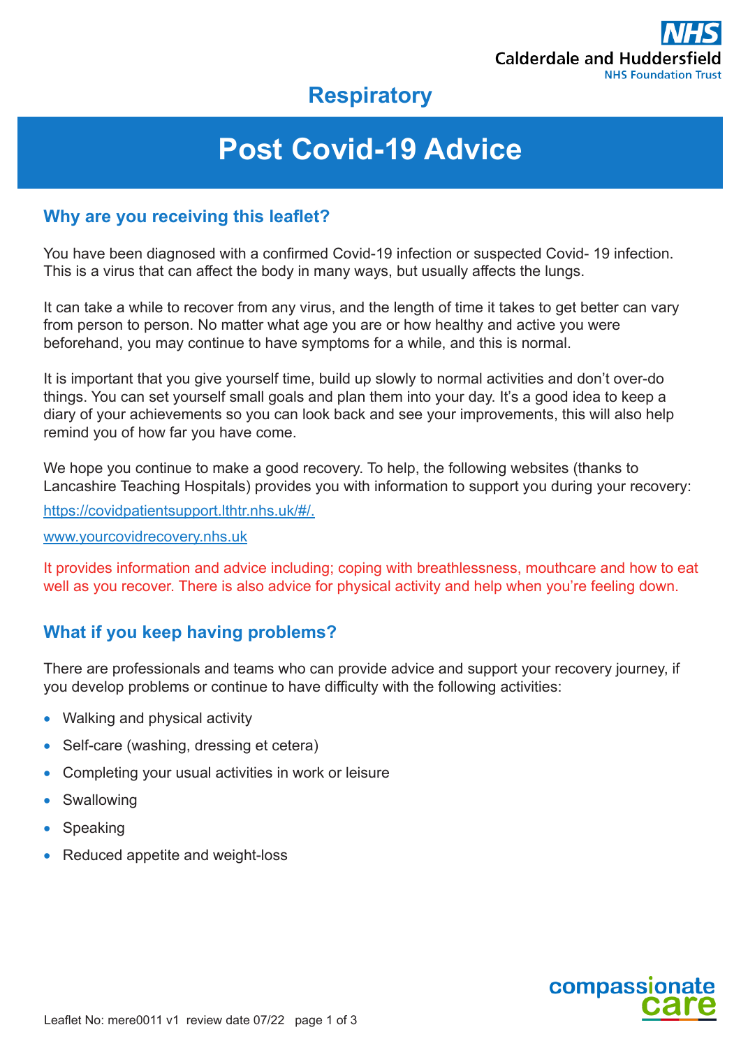Calderdale and Huddersfield NHS Foundation Trust

## Respiratory

# Post Covid-19 Advice

## Why are you receiving this leaflet?

You have been diagnosed with a confirmed Covid-19 infection or suspected Covid- 19 infection. This is a virus that can affect the body in many ways, but usually affects the lungs.

It can take a while to recover from any virus, and the length of time it takes to get better can vary from person to person. No matter what age you are or how healthy and active you were beforehand, you may continue to have symptoms for a while, and this is normal.

It is important that you give yourself time, build up slowly to normal activities and don't over-do things. You can set yourself small goals and plan them into your day. It's a good idea to keep a diary of your achievements so you can look back and see your improvements, this will also help remind you of how far you have come.

We hope you continue to make a good recovery. To help, the following websites (thanks to Lancashire Teaching Hospitals) provides you with information to support you during your recovery:

https://covidpatientsupport.lthtr.nhs.uk/#/.

www.yourcovidrecovery.nhs.uk

It provides information and advice including; coping with breathlessness, mouthcare and how to eat well as you recover. There is also advice for physical activity and help when you're feeling down.

## What if you keep having problems?

There are professionals and teams who can provide advice and support your recovery journey, if you develop problems or continue to have difficulty with the following activities:

- Walking and physical activity
- Self-care (washing, dressing et cetera)
- Completing your usual activities in work or leisure
- Swallowing
- Speaking
- Reduced appetite and weight-loss

Leaflet No: mere0011 v1 review date 07/22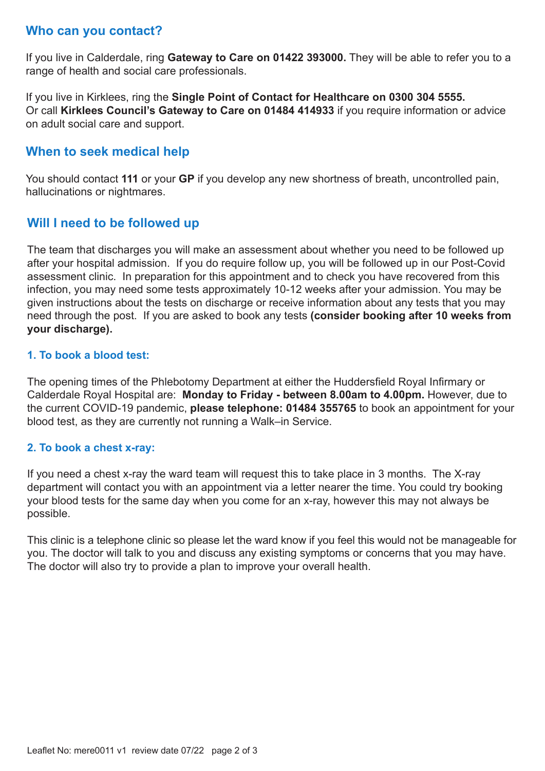## Who can you contact?

If you live in Calderdale, ring **Gateway to Care on 01422 393000.** They will be able to refer you to a range of health and social care professionals.

If you live in Kirklees, ring the **Single Point of Contact for Healthcare on 0300 304 5555.**
Or call **Kirklees Council's Gateway to Care on 01484 414933** if you require information or advice on adult social care and support.

## When to seek medical help

You should contact **111** or your **GP** if you develop any new shortness of breath, uncontrolled pain, hallucinations or nightmares.

## Will I need to be followed up

The team that discharges you will make an assessment about whether you need to be followed up after your hospital admission. If you do require follow up, you will be followed up in our Post-Covid assessment clinic. In preparation for this appointment and to check you have recovered from this infection, you may need some tests approximately 10-12 weeks after your admission. You may be given instructions about the tests on discharge or receive information about any tests that you may need through the post. If you are asked to book any tests **(consider booking after 10 weeks from your discharge).**

### 1. To book a blood test:

The opening times of the Phlebotomy Department at either the Huddersfield Royal Infirmary or Calderdale Royal Hospital are: **Monday to Friday - between 8.00am to 4.00pm.** However, due to the current COVID-19 pandemic, **please telephone: 01484 355765** to book an appointment for your blood test, as they are currently not running a Walk–in Service.

### 2. To book a chest x-ray:

If you need a chest x-ray the ward team will request this to take place in 3 months. The X-ray department will contact you with an appointment via a letter nearer the time. You could try booking your blood tests for the same day when you come for an x-ray, however this may not always be possible.

This clinic is a telephone clinic so please let the ward know if you feel this would not be manageable for you. The doctor will talk to you and discuss any existing symptoms or concerns that you may have. The doctor will also try to provide a plan to improve your overall health.

Leaflet No: mere0011 v1 review date 07/22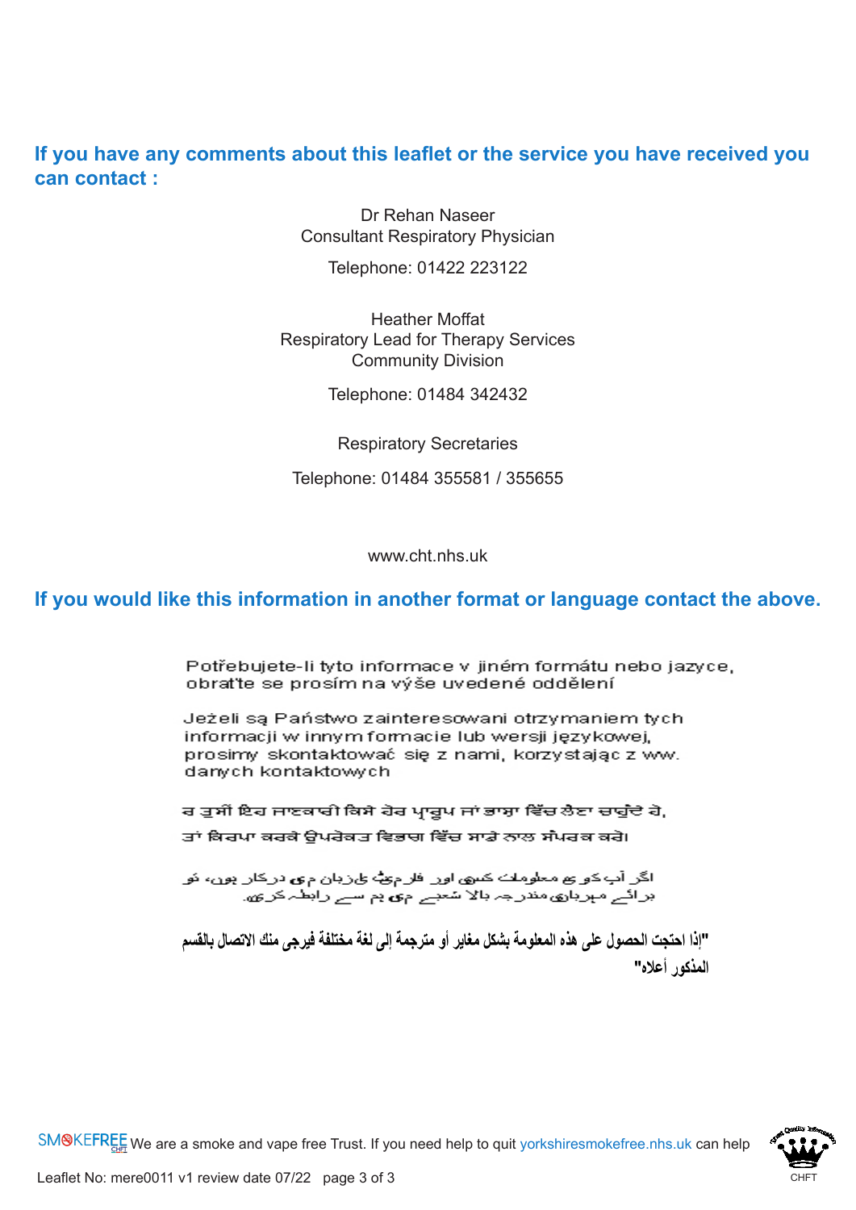## If you have any comments about this leaflet or the service you have received you can contact :

Dr Rehan Naseer
Consultant Respiratory Physician

Telephone: 01422 223122

Heather Moffat
Respiratory Lead for Therapy Services
Community Division

Telephone: 01484 342432

Respiratory Secretaries

Telephone: 01484 355581 / 355655

www.cht.nhs.uk

## If you would like this information in another format or language contact the above.

Potřebujete-li tyto informace v jiném formátu nebo jazyce, obraťte se prosím na výše uvedené oddělení

Jeżeli są Państwo zainteresowani otrzymaniem tych informacji w innym formacie lub wersji językowej, prosimy skontaktować się z nami, korzystając z ww. danych kontaktowych

ਜੇ ਤੁਸੀਂ ਇਹ ਜਾਣਕਾਰੀ ਕਿਸੇ ਹੋਰ �Rup ਜਾਂ ਭਾਸ਼ਾ ਵਿੱਚ ਲੈਣਾ ਚਾਹੁੰਦੇ ਹੋ, ਤਾਂ ਕਿਰਪਾ ਕਰਕੇ ਉਪਰੋਕਤ ਵਿਭਾਗ ਵਿੱਚ ਸਾਡੇ ਨਾਲ ਸੰਪਰਕ ਕਰੋ।

اگر آپ کو یہ معلومات کسی اور فارمیٹ یا زبان میں درکار ہوں، تو برائے مہربانی مندرجہ بالا شعبے میں ہم سے رابطہ کریں۔

"إذا احتجت الحصول على هذه المعلومة بشكل مغاير أو مترجمة إلى لغة مختلفة فيرجى منك الاتصال بالقسم المذكور أعلاه"

SMOKEFREE CHFT We are a smoke and vape free Trust. If you need help to quit yorkshiresmokefree.nhs.uk can help

Leaflet No: mere0011 v1 review date 07/22

CHFT